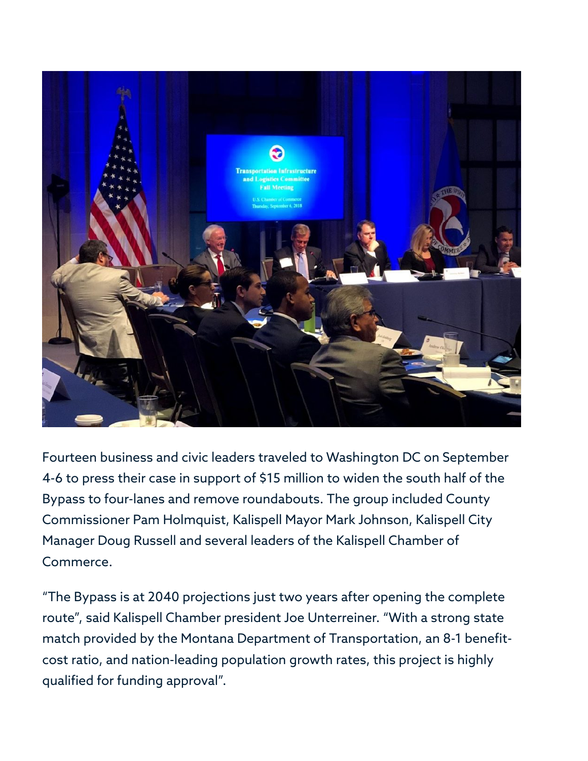Fourteen business and civic leaders traveled to Washington DC on September 4-6 to press their case in support of $15 million to widen the south half of the Bypass to four-lanes and remove roundabouts. The group included County Commissioner Pam Holmquist, Kalispell Mayor Mark Johnson, Kalispell City Manager Doug Russell and several leaders of the Kalispell Chamber of Commerce.

"The Bypass is at 2040 projections just two years after opening the complete route", said Kalispell Chamber president Joe Unterreiner. "With a strong state match provided by the Montana Department of Transportation, an 8-1 benefit-cost ratio, and nation-leading population growth rates, this project is highly qualified for funding approval".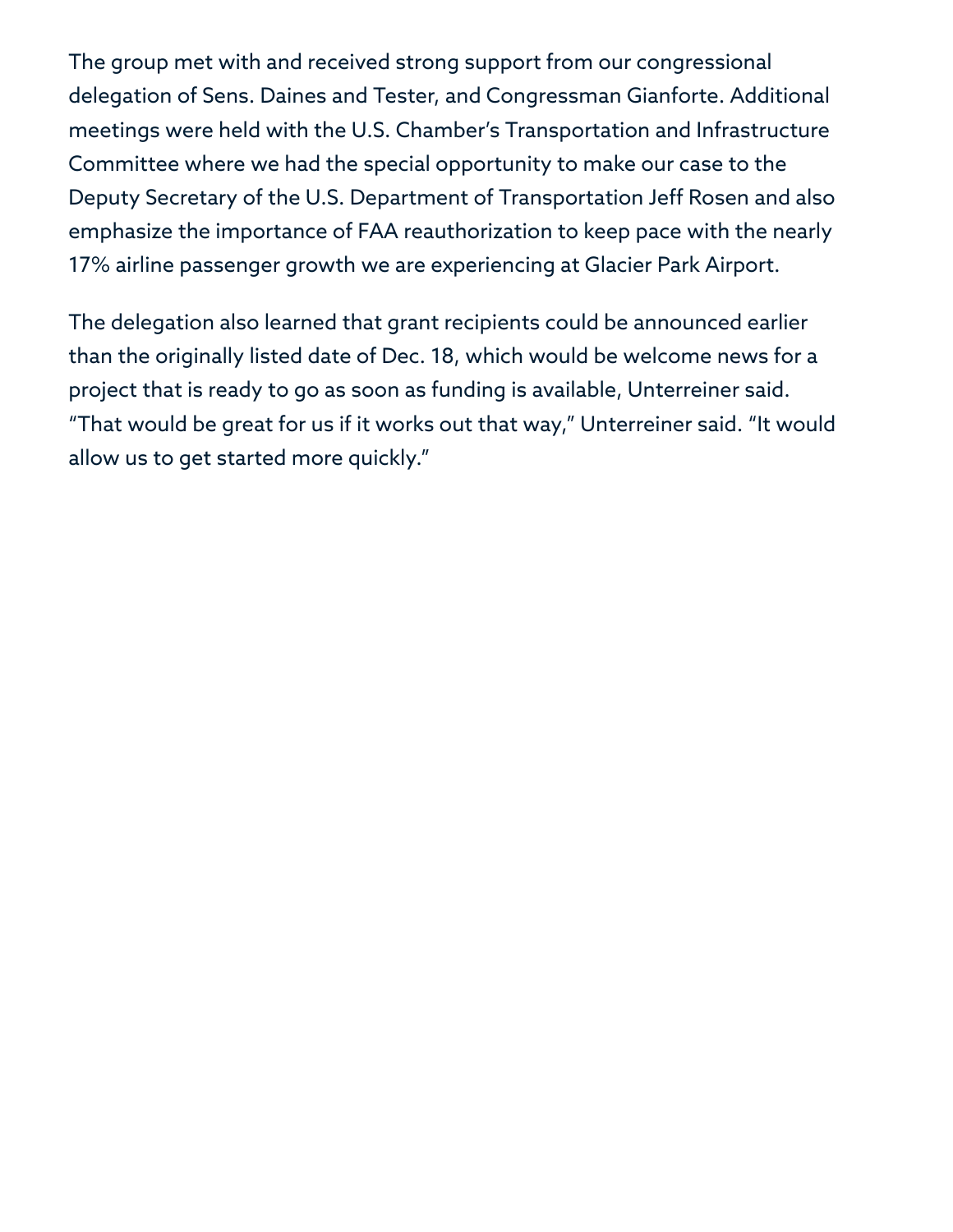The group met with and received strong support from our congressional delegation of Sens. Daines and Tester, and Congressman Gianforte. Additional meetings were held with the U.S. Chamber's Transportation and Infrastructure Committee where we had the special opportunity to make our case to the Deputy Secretary of the U.S. Department of Transportation Jeff Rosen and also emphasize the importance of FAA reauthorization to keep pace with the nearly 17% airline passenger growth we are experiencing at Glacier Park Airport.

The delegation also learned that grant recipients could be announced earlier than the originally listed date of Dec. 18, which would be welcome news for a project that is ready to go as soon as funding is available, Unterreiner said. "That would be great for us if it works out that way," Unterreiner said. "It would allow us to get started more quickly."